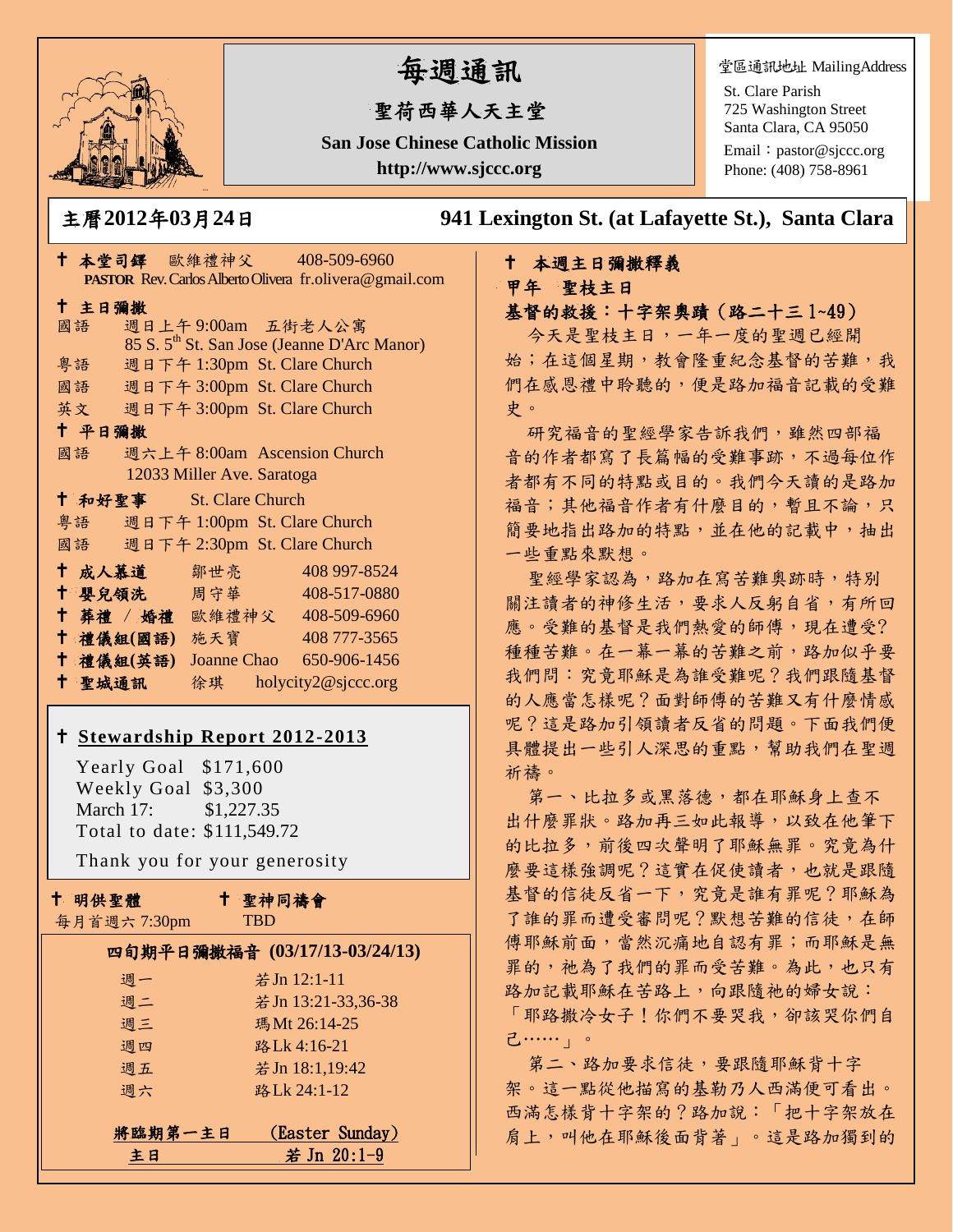# 每週通訊

## 聖荷西華人天主堂

**San Jose Chinese Catholic Mission**

**http://www.sjccc.org**

堂區通訊地址 MailingAddress
St. Clare Parish
725 Washington Street
Santa Clara, CA 95050
Email：pastor@sjccc.org
Phone: (408) 758-8961

**主曆2012年03月24日** **941 Lexington St. (at Lafayette St.), Santa Clara**

✝ **本堂司鐸** 歐維禮神父 408-509-6960
**PASTOR** Rev. Carlos Alberto Olivera fr.olivera@gmail.com

✝ **主日彌撒**

國語 週日上午 9:00am 五街老人公寓
85 S. 5th St. San Jose (Jeanne D'Arc Manor)

粵語 週日下午 1:30pm St. Clare Church

國語 週日下午 3:00pm St. Clare Church

英文 週日下午 3:00pm St. Clare Church

✝ **平日彌撒**

國語 週六上午 8:00am Ascension Church
12033 Miller Ave. Saratoga

✝ **和好聖事** St. Clare Church

粵語 週日下午 1:00pm St. Clare Church

國語 週日下午 2:30pm St. Clare Church

| | | |
|---|---|---|
| ✝ **成人慕道** | 鄒世亮 | 408 997-8524 |
| ✝ **嬰兒領洗** | 周守華 | 408-517-0880 |
| ✝ **葬禮 / 婚禮** | 歐維禮神父 | 408-509-6960 |
| ✝ **禮儀組(國語)** | 施天寶 | 408 777-3565 |
| ✝ **禮儀組(英語)** | Joanne Chao | 650-906-1456 |
| ✝ **聖城通訊** | 徐琪 | holycity2@sjccc.org |

✝ **Stewardship Report 2012-2013**

Yearly Goal $171,600
Weekly Goal $3,300
March 17: $1,227.35
Total to date: $111,549.72

Thank you for your generosity

✝ **明供聖體**
每月首週六 7:30pm

✝ **聖神同禱會**
TBD

**四旬期平日彌撒福音 (03/17/13-03/24/13)**

| | |
|---|---|
| 週一 | 若 Jn 12:1-11 |
| 週二 | 若 Jn 13:21-33,36-38 |
| 週三 | 瑪 Mt 26:14-25 |
| 週四 | 路 Lk 4:16-21 |
| 週五 | 若 Jn 18:1,19:42 |
| 週六 | 路 Lk 24:1-12 |
| **將臨期第一主日** | **(Easter Sunday)** |
| **主日** | **若 Jn 20:1-9** |

✝ **本週主日彌撒釋義**

**甲年 聖枝主日**

**基督的救援：十字架奧蹟（路二十三 1~49）**

今天是聖枝主日，一年一度的聖週已經開始；在這個星期，教會隆重紀念基督的苦難，我們在感恩禮中聆聽的，便是路加福音記載的受難史。

研究福音的聖經學家告訴我們，雖然四部福音的作者都寫了長篇幅的受難事跡，不過每位作者都有不同的特點或目的。我們今天讀的是路加福音；其他福音作者有什麼目的，暫且不論，只簡要地指出路加的特點，並在他的記載中，抽出一些重點來默想。

聖經學家認為，路加在寫苦難奧跡時，特別關注讀者的神修生活，要求人反躬自省，有所回應。受難的基督是我們熱愛的師傅，現在遭受?種種苦難。在一幕一幕的苦難之前，路加似乎要我們問：究竟耶穌是為誰受難呢？我們跟隨基督的人應當怎樣呢？面對師傅的苦難又有什麼情感呢？這是路加引領讀者反省的問題。下面我們便具體提出一些引人深思的重點，幫助我們在聖週祈禱。

第一、比拉多或黑落德，都在耶穌身上查不出什麼罪狀。路加再三如此報導，以致在他筆下的比拉多，前後四次聲明了耶穌無罪。究竟為什麼要這樣強調呢？這實在促使讀者，也就是跟隨基督的信徒反省一下，究竟是誰有罪呢？耶穌為了誰的罪而遭受審問呢？默想苦難的信徒，在師傅耶穌前面，當然沉痛地自認有罪；而耶穌是無罪的，祂為了我們的罪而受苦難。為此，也只有路加記載耶穌在苦路上，向跟隨祂的婦女說：「耶路撒冷女子！你們不要哭我，卻該哭你們自己……」。

第二、路加要求信徒，要跟隨耶穌背十字架。這一點從他描寫的基勒乃人西滿便可看出。西滿怎樣背十字架的？路加說：「把十字架放在肩上，叫他在耶穌後面背著」。這是路加獨到的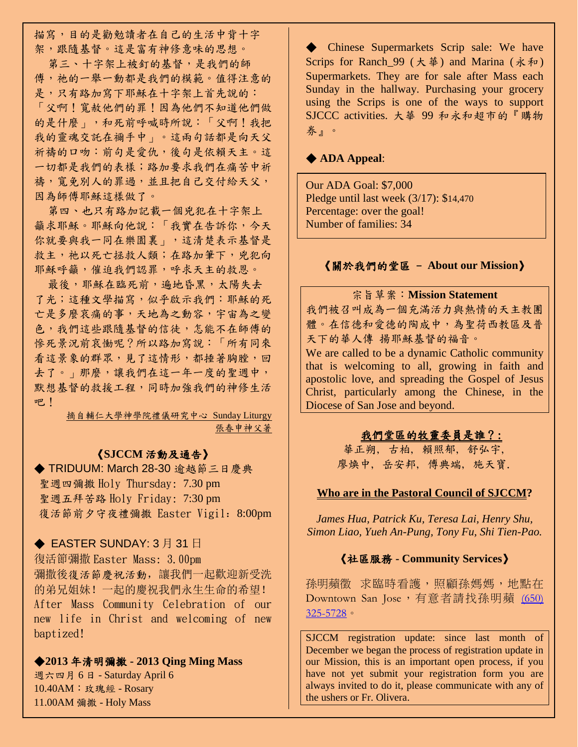描寫，目的是勸勉讀者在自己的生活中背十字架，跟隨基督。這是富有神修意味的思想。

第三、十字架上被釘的基督，是我們的師傅，祂的一舉一動都是我們的模範。值得注意的是，只有路加寫下耶穌在十字架上首先說的：「父啊！寬赦他們的罪！因為他們不知道他們做的是什麼」，和死前呼喊時所說：「父啊！我把我的靈魂交託在禰手中」。這兩句話都是向天父祈禱的口吻：前句是愛仇，後句是依賴天主。這一切都是我們的表樣；路加要求我們在痛苦中祈禱，寬免別人的罪過，並且把自己交付給天父，因為師傅耶穌這樣做了。

第四、也只有路加記載一個兇犯在十字架上籲求耶穌。耶穌向他說：「我實在告訴你，今天你就要與我一同在樂園裏」，這清楚表示基督是救主，祂以死亡拯救人類；在路加筆下，兇犯向耶穌呼籲，催迫我們認罪，呼求天主的救恩。

最後，耶穌在臨死前，遍地昏黑，太陽失去了光；這種文學描寫，似乎啟示我們：耶穌的死亡是多麼哀痛的事，天地為之動容，宇宙為之變色，我們這些跟隨基督的信徒，怎能不在師傅的慘死景況前哀慟呢？所以路加寫說：「所有同來看這景象的群眾，見了這情形，都捶著胸膛，回去了。」那麼，讓我們在這一年一度的聖週中，默想基督的救援工程，同時加強我們的神修生活吧！

摘自輔仁大學神學院禮儀研究中心 Sunday Liturgy
張春申神父著

## 《SJCCM 活動及通告》

◆ TRIDUUM: March 28-30 逾越節三日慶典
聖週四彌撒 Holy Thursday: 7.30 pm
聖週五拜苦路 Holy Friday: 7:30 pm
復活節前夕守夜禮彌撒 Easter Vigil: 8:00pm

◆ EASTER SUNDAY: 3 月 31 日
復活節彌撒 Easter Mass: 3.00pm
彌撒後復活節慶祝活動，讓我們一起歡迎新受洗的弟兄姐妹！一起的慶祝我們永生生命的希望！
After Mass Community Celebration of our new life in Christ and welcoming of new baptized!

**◆2013 年清明彌撒 - 2013 Qing Ming Mass**
週六四月 6 日 - Saturday April 6
10.40AM：玫瑰經 - Rosary
11.00AM 彌撒 - Holy Mass

◆ Chinese Supermarkets Scrip sale: We have Scrips for Ranch_99 (大華) and Marina (永和) Supermarkets. They are for sale after Mass each Sunday in the hallway. Purchasing your grocery using the Scrips is one of the ways to support SJCCC activities. 大華 99 和永和超市的『購物券』。

**◆ ADA Appeal**:

Our ADA Goal: $7,000
Pledge until last week (3/17): $14,470
Percentage: over the goal!
Number of families: 34

## 《關於我們的堂區 – About our Mission》

宗旨草案：**Mission Statement**
我們被召叫成為一個充滿活力與熱情的天主教團體。在信德和愛德的陶成中，為聖荷西教區及普天下的華人傳 揚耶穌基督的福音。
We are called to be a dynamic Catholic community that is welcoming to all, growing in faith and apostolic love, and spreading the Gospel of Jesus Christ, particularly among the Chinese, in the Diocese of San Jose and beyond.

**我們堂區的牧靈委員是誰？:**
華正朔，古柏，賴照郁，舒弘宇，
廖煥中，岳安邦，傅典端，施天寶.

**Who are in the Pastoral Council of SJCCM?**

*James Hua, Patrick Ku, Teresa Lai, Henry Shu, Simon Liao, Yueh An-Pung, Tony Fu, Shi Tien-Pao.*

## 《社區服務 - Community Services》

孫明蘋徵 求臨時看護，照顧孫媽媽，地點在 Downtown San Jose，有意者請找孫明蘋 (650) 325-5728。

SJCCM registration update: since last month of December we began the process of registration update in our Mission, this is an important open process, if you have not yet submit your registration form you are always invited to do it, please communicate with any of the ushers or Fr. Olivera.